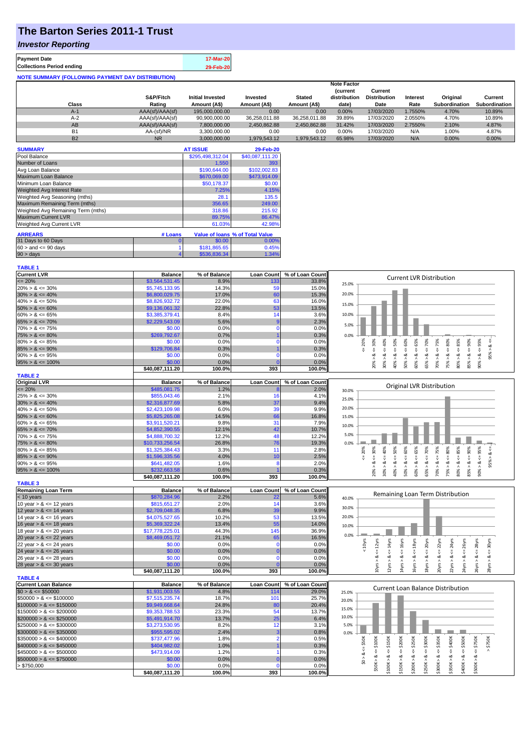# The Barton Series 2011-1 Trust

## *Investor Reporting*

| | |
|---|---|
| **Payment Date** | 17-Mar-20 |
| **Collections Period ending** | 29-Feb-20 |

**NOTE SUMMARY (FOLLOWING PAYMENT DAY DISTRIBUTION)**

| Class | S&P/Fitch Rating | Initial Invested Amount (A$) | Invested Amount (A$) | Stated Amount (A$) | Note Factor (current distribution date) | Current Distribution Date | Interest Rate | Original Subordination | Current Subordination |
|---|---|---|---|---|---|---|---|---|---|
| A-1 | AAA(sf)/AAA(sf) | 195,000,000.00 | 0.00 | 0.00 | 0.00% | 17/03/2020 | 1.7550% | 4.70% | 10.89% |
| A-2 | AAA(sf)/AAA(sf) | 90,900,000.00 | 36,258,011.88 | 36,258,011.88 | 39.89% | 17/03/2020 | 2.0550% | 4.70% | 10.89% |
| AB | AAA(sf)/AAA(sf) | 7,800,000.00 | 2,450,862.88 | 2,450,862.88 | 31.42% | 17/03/2020 | 2.7550% | 2.10% | 4.87% |
| B1 | AA-(sf)/NR | 3,300,000.00 | 0.00 | 0.00 | 0.00% | 17/03/2020 | N/A | 1.00% | 4.87% |
| B2 | NR | 3,000,000.00 | 1,979,543.12 | 1,979,543.12 | 65.98% | 17/03/2020 | N/A | 0.00% | 0.00% |

| SUMMARY | AT ISSUE | 29-Feb-20 |
|---|---|---|
| Pool Balance | $295,498,312.04 | $40,087,111.20 |
| Number of Loans | 1,550 | 393 |
| Avg Loan Balance | $190,644.00 | $102,002.83 |
| Maximum Loan Balance | $670,069.00 | $473,914.09 |
| Minimum Loan Balance | $50,178.37 | $0.00 |
| Weighted Avg Interest Rate | 7.25% | 4.15% |
| Weighted Avg Seasoning (mths) | 28.1 | 135.5 |
| Maximum Remaining Term (mths) | 356.65 | 249.00 |
| Weighted Avg Remaining Term (mths) | 318.86 | 215.92 |
| Maximum Current LVR | 89.75% | 86.47% |
| Weighted Avg Current LVR | 61.03% | 42.98% |

| ARREARS | # Loans | Value of loans | % of Total Value |
|---|---|---|---|
| 31 Days to 60 Days | 0 | $0.00 | 0.00% |
| 60 > and <= 90 days | 1 | $181,865.65 | 0.45% |
| 90 > days | 4 | $536,836.34 | 1.34% |

**TABLE 1**

| Current LVR | Balance | % of Balance | Loan Count | % of Loan Count |
|---|---|---|---|---|
| <= 20% | $3,564,531.45 | 8.9% | 133 | 33.8% |
| 20% > & <= 30% | $5,745,133.95 | 14.3% | 59 | 15.0% |
| 30% > & <= 40% | $6,800,029.75 | 17.0% | 60 | 15.3% |
| 40% > & <= 50% | $8,826,932.72 | 22.0% | 63 | 16.0% |
| 50% > & <= 60% | $9,136,061.32 | 22.8% | 53 | 13.5% |
| 60% > & <= 65% | $3,385,379.41 | 8.4% | 14 | 3.6% |
| 65% > & <= 70% | $2,229,543.09 | 5.6% | 9 | 2.3% |
| 70% > & <= 75% | $0.00 | 0.0% | 0 | 0.0% |
| 75% > & <= 80% | $269,792.67 | 0.7% | 1 | 0.3% |
| 80% > & <= 85% | $0.00 | 0.0% | 0 | 0.0% |
| 85% > & <= 90% | $129,706.84 | 0.3% | 1 | 0.3% |
| 90% > & <= 95% | $0.00 | 0.0% | 0 | 0.0% |
| 95% > & <= 100% | $0.00 | 0.0% | 0 | 0.0% |
| | $40,087,111.20 | 100.0% | 393 | 100.0% |

**TABLE 2**

| Original LVR | Balance | % of Balance | Loan Count | % of Loan Count |
|---|---|---|---|---|
| <= 20% | $485,081.75 | 1.2% | 8 | 2.0% |
| 25% > & <= 30% | $855,043.46 | 2.1% | 16 | 4.1% |
| 30% > & <= 40% | $2,316,877.69 | 5.8% | 37 | 9.4% |
| 40% > & <= 50% | $2,423,109.98 | 6.0% | 39 | 9.9% |
| 50% > & <= 60% | $5,825,265.08 | 14.5% | 66 | 16.8% |
| 60% > & <= 65% | $3,911,520.21 | 9.8% | 31 | 7.9% |
| 65% > & <= 70% | $4,852,390.55 | 12.1% | 42 | 10.7% |
| 70% > & <= 75% | $4,888,700.32 | 12.2% | 48 | 12.2% |
| 75% > & <= 80% | $10,733,256.54 | 26.8% | 76 | 19.3% |
| 80% > & <= 85% | $1,325,384.43 | 3.3% | 11 | 2.8% |
| 85% > & <= 90% | $1,596,335.56 | 4.0% | 10 | 2.5% |
| 90% > & <= 95% | $641,482.05 | 1.6% | 8 | 2.0% |
| 95% > & <= 100% | $232,663.58 | 0.6% | 1 | 0.3% |
| | $40,087,111.20 | 100.0% | 393 | 100.0% |

**TABLE 3**

| Remaining Loan Term | Balance | % of Balance | Loan Count | % of Loan Count |
|---|---|---|---|---|
| < 10 years | $870,284.96 | 2.2% | 22 | 5.6% |
| 10 year > & <= 12 years | $815,651.27 | 2.0% | 14 | 3.6% |
| 12 year > & <= 14 years | $2,709,048.35 | 6.8% | 39 | 9.9% |
| 14 year > & <= 16 years | $4,075,527.65 | 10.2% | 53 | 13.5% |
| 16 year > & <= 18 years | $5,369,322.24 | 13.4% | 55 | 14.0% |
| 18 year > & <= 20 years | $17,778,225.01 | 44.3% | 145 | 36.9% |
| 20 year > & <= 22 years | $8,469,051.72 | 21.1% | 65 | 16.5% |
| 22 year > & <= 24 years | $0.00 | 0.0% | 0 | 0.0% |
| 24 year > & <= 26 years | $0.00 | 0.0% | 0 | 0.0% |
| 26 year > & <= 28 years | $0.00 | 0.0% | 0 | 0.0% |
| 28 year > & <= 30 years | $0.00 | 0.0% | 0 | 0.0% |
| | $40,087,111.20 | 100.0% | 393 | 100.0% |

**TABLE 4**

| Current Loan Balance | Balance | % of Balance | Loan Count | % of Loan Count |
|---|---|---|---|---|
| $0 > & <= $50000 | $1,931,003.55 | 4.8% | 114 | 29.0% |
| $50000 > & <= $100000 | $7,515,235.74 | 18.7% | 101 | 25.7% |
| $100000 > & <= $150000 | $9,949,668.64 | 24.8% | 80 | 20.4% |
| $150000 > & <= $200000 | $9,353,788.53 | 23.3% | 54 | 13.7% |
| $200000 > & <= $250000 | $5,491,914.70 | 13.7% | 25 | 6.4% |
| $250000 > & <= $300000 | $3,273,530.95 | 8.2% | 12 | 3.1% |
| $300000 > & <= $350000 | $955,595.02 | 2.4% | 3 | 0.8% |
| $350000 > & <= $400000 | $737,477.96 | 1.8% | 2 | 0.5% |
| $400000 > & <= $450000 | $404,982.02 | 1.0% | 1 | 0.3% |
| $450000 > & <= $500000 | $473,914.09 | 1.2% | 1 | 0.3% |
| $500000 > & <= $750000 | $0.00 | 0.0% | 0 | 0.0% |
| > $750,000 | $0.00 | 0.0% | 0 | 0.0% |
| | $40,087,111.20 | 100.0% | 393 | 100.0% |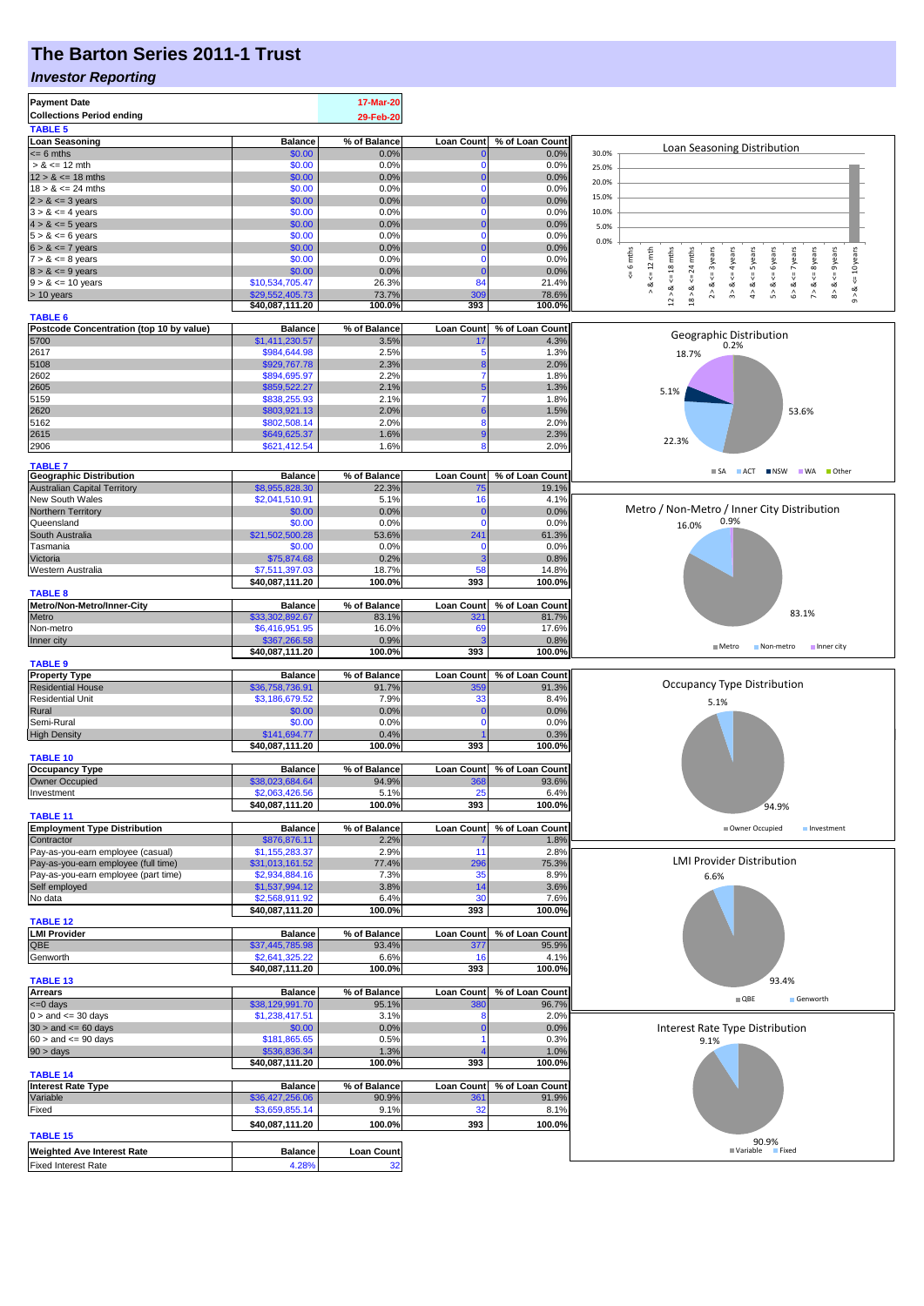# The Barton Series 2011-1 Trust

## *Investor Reporting*

| | |
|---|---|
| **Payment Date** | 17-Mar-20 |
| **Collections Period ending** | 29-Feb-20 |

**TABLE 5**

| Loan Seasoning | Balance | % of Balance | Loan Count | % of Loan Count |
|---|---|---|---|---|
| <= 6 mths | $0.00 | 0.0% | 0 | 0.0% |
| > & <= 12 mth | $0.00 | 0.0% | 0 | 0.0% |
| 12 > & <= 18 mths | $0.00 | 0.0% | 0 | 0.0% |
| 18 > & <= 24 mths | $0.00 | 0.0% | 0 | 0.0% |
| 2 > & <= 3 years | $0.00 | 0.0% | 0 | 0.0% |
| 3 > & <= 4 years | $0.00 | 0.0% | 0 | 0.0% |
| 4 > & <= 5 years | $0.00 | 0.0% | 0 | 0.0% |
| 5 > & <= 6 years | $0.00 | 0.0% | 0 | 0.0% |
| 6 > & <= 7 years | $0.00 | 0.0% | 0 | 0.0% |
| 7 > & <= 8 years | $0.00 | 0.0% | 0 | 0.0% |
| 8 > & <= 9 years | $0.00 | 0.0% | 0 | 0.0% |
| 9 > & <= 10 years | $10,534,705.47 | 26.3% | 84 | 21.4% |
| > 10 years | $29,552,405.73 | 73.7% | 309 | 78.6% |
| | $40,087,111.20 | 100.0% | 393 | 100.0% |

**TABLE 6**

| Postcode Concentration (top 10 by value) | Balance | % of Balance | Loan Count | % of Loan Count |
|---|---|---|---|---|
| 5700 | $1,411,230.57 | 3.5% | 17 | 4.3% |
| 2617 | $984,644.98 | 2.5% | 5 | 1.3% |
| 5108 | $929,767.78 | 2.3% | 8 | 2.0% |
| 2602 | $894,695.97 | 2.2% | 7 | 1.8% |
| 2605 | $859,522.27 | 2.1% | 5 | 1.3% |
| 5159 | $838,255.93 | 2.1% | 7 | 1.8% |
| 2620 | $803,921.13 | 2.0% | 6 | 1.5% |
| 5162 | $802,508.14 | 2.0% | 8 | 2.0% |
| 2615 | $649,625.37 | 1.6% | 9 | 2.3% |
| 2906 | $621,412.54 | 1.6% | 8 | 2.0% |

**TABLE 7**

| Geographic Distribution | Balance | % of Balance | Loan Count | % of Loan Count |
|---|---|---|---|---|
| Australian Capital Territory | $8,955,828.30 | 22.3% | 75 | 19.1% |
| New South Wales | $2,041,510.91 | 5.1% | 16 | 4.1% |
| Northern Territory | $0.00 | 0.0% | 0 | 0.0% |
| Queensland | $0.00 | 0.0% | 0 | 0.0% |
| South Australia | $21,502,500.28 | 53.6% | 241 | 61.3% |
| Tasmania | $0.00 | 0.0% | 0 | 0.0% |
| Victoria | $75,874.68 | 0.2% | 3 | 0.8% |
| Western Australia | $7,511,397.03 | 18.7% | 58 | 14.8% |
| | $40,087,111.20 | 100.0% | 393 | 100.0% |

**TABLE 8**

| Metro/Non-Metro/Inner-City | Balance | % of Balance | Loan Count | % of Loan Count |
|---|---|---|---|---|
| Metro | $33,302,892.67 | 83.1% | 321 | 81.7% |
| Non-metro | $6,416,951.95 | 16.0% | 69 | 17.6% |
| Inner city | $367,266.58 | 0.9% | 3 | 0.8% |
| | $40,087,111.20 | 100.0% | 393 | 100.0% |

**TABLE 9**

| Property Type | Balance | % of Balance | Loan Count | % of Loan Count |
|---|---|---|---|---|
| Residential House | $36,758,736.91 | 91.7% | 359 | 91.3% |
| Residential Unit | $3,186,679.52 | 7.9% | 33 | 8.4% |
| Rural | $0.00 | 0.0% | 0 | 0.0% |
| Semi-Rural | $0.00 | 0.0% | 0 | 0.0% |
| High Density | $141,694.77 | 0.4% | 1 | 0.3% |
| | $40,087,111.20 | 100.0% | 393 | 100.0% |

**TABLE 10**

| Occupancy Type | Balance | % of Balance | Loan Count | % of Loan Count |
|---|---|---|---|---|
| Owner Occupied | $38,023,684.64 | 94.9% | 368 | 93.6% |
| Investment | $2,063,426.56 | 5.1% | 25 | 6.4% |
| | $40,087,111.20 | 100.0% | 393 | 100.0% |

**TABLE 11**

| Employment Type Distribution | Balance | % of Balance | Loan Count | % of Loan Count |
|---|---|---|---|---|
| Contractor | $876,876.11 | 2.2% | 7 | 1.8% |
| Pay-as-you-earn employee (casual) | $1,155,283.37 | 2.9% | 11 | 2.8% |
| Pay-as-you-earn employee (full time) | $31,013,161.52 | 77.4% | 296 | 75.3% |
| Pay-as-you-earn employee (part time) | $2,934,884.16 | 7.3% | 35 | 8.9% |
| Self employed | $1,537,994.12 | 3.8% | 14 | 3.6% |
| No data | $2,568,911.92 | 6.4% | 30 | 7.6% |
| | $40,087,111.20 | 100.0% | 393 | 100.0% |

**TABLE 12**

| LMI Provider | Balance | % of Balance | Loan Count | % of Loan Count |
|---|---|---|---|---|
| QBE | $37,445,785.98 | 93.4% | 377 | 95.9% |
| Genworth | $2,641,325.22 | 6.6% | 16 | 4.1% |
| | $40,087,111.20 | 100.0% | 393 | 100.0% |

**TABLE 13**

| Arrears | Balance | % of Balance | Loan Count | % of Loan Count |
|---|---|---|---|---|
| <=0 days | $38,129,991.70 | 95.1% | 380 | 96.7% |
| 0 > and <= 30 days | $1,238,417.51 | 3.1% | 8 | 2.0% |
| 30 > and <= 60 days | $0.00 | 0.0% | 0 | 0.0% |
| 60 > and <= 90 days | $181,865.65 | 0.5% | 1 | 0.3% |
| 90 > days | $536,836.34 | 1.3% | 4 | 1.0% |
| | $40,087,111.20 | 100.0% | 393 | 100.0% |

**TABLE 14**

| Interest Rate Type | Balance | % of Balance | Loan Count | % of Loan Count |
|---|---|---|---|---|
| Variable | $36,427,256.06 | 90.9% | 361 | 91.9% |
| Fixed | $3,659,855.14 | 9.1% | 32 | 8.1% |
| | $40,087,111.20 | 100.0% | 393 | 100.0% |

**TABLE 15**

| Weighted Ave Interest Rate | Balance | Loan Count |
|---|---|---|
| Fixed Interest Rate | 4.28% | 32 |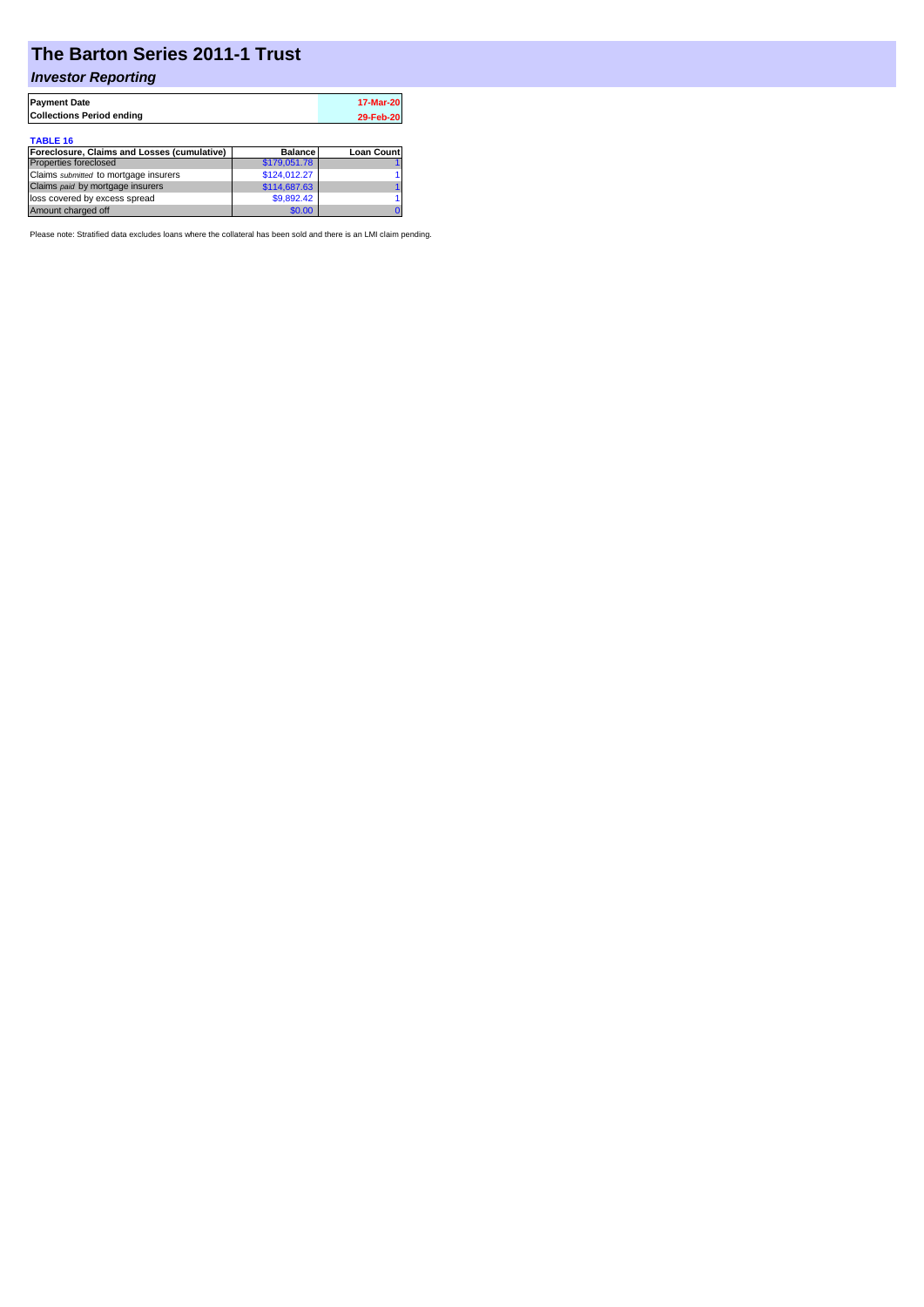# The Barton Series 2011-1 Trust

## *Investor Reporting*

| | |
|---|---|
| **Payment Date** | **17-Mar-20** |
| **Collections Period ending** | **29-Feb-20** |

**TABLE 16**

| Foreclosure, Claims and Losses (cumulative) | Balance | Loan Count |
|---|---|---|
| Properties foreclosed | $179,051.78 | 1 |
| Claims *submitted* to mortgage insurers | $124,012.27 | 1 |
| Claims *paid* by mortgage insurers | $114,687.63 | 1 |
| loss covered by excess spread | $9,892.42 | 1 |
| Amount charged off | $0.00 | 0 |

Please note: Stratified data excludes loans where the collateral has been sold and there is an LMI claim pending.